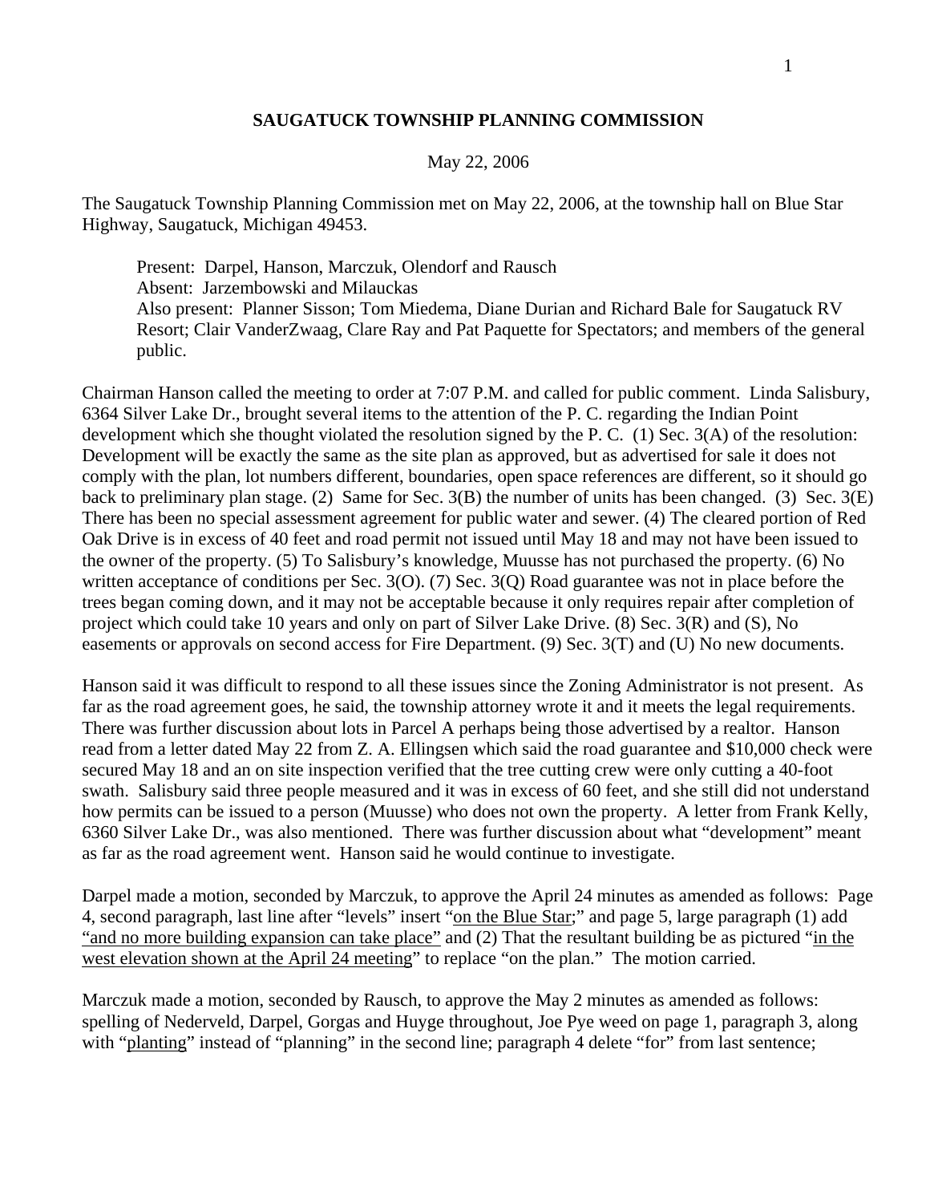**SAUGATUCK TOWNSHIP PLANNING COMMISSION**

May 22, 2006

The Saugatuck Township Planning Commission met on May 22, 2006, at the township hall on Blue Star Highway, Saugatuck, Michigan 49453.

> Present: Darpel, Hanson, Marczuk, Olendorf and Rausch
> Absent: Jarzembowski and Milauckas
> Also present: Planner Sisson; Tom Miedema, Diane Durian and Richard Bale for Saugatuck RV Resort; Clair VanderZwaag, Clare Ray and Pat Paquette for Spectators; and members of the general public.

Chairman Hanson called the meeting to order at 7:07 P.M. and called for public comment. Linda Salisbury, 6364 Silver Lake Dr., brought several items to the attention of the P. C. regarding the Indian Point development which she thought violated the resolution signed by the P. C. (1) Sec. 3(A) of the resolution: Development will be exactly the same as the site plan as approved, but as advertised for sale it does not comply with the plan, lot numbers different, boundaries, open space references are different, so it should go back to preliminary plan stage. (2) Same for Sec. 3(B) the number of units has been changed. (3) Sec. 3(E) There has been no special assessment agreement for public water and sewer. (4) The cleared portion of Red Oak Drive is in excess of 40 feet and road permit not issued until May 18 and may not have been issued to the owner of the property. (5) To Salisbury's knowledge, Muusse has not purchased the property. (6) No written acceptance of conditions per Sec. 3(O). (7) Sec. 3(Q) Road guarantee was not in place before the trees began coming down, and it may not be acceptable because it only requires repair after completion of project which could take 10 years and only on part of Silver Lake Drive. (8) Sec. 3(R) and (S), No easements or approvals on second access for Fire Department. (9) Sec. 3(T) and (U) No new documents.

Hanson said it was difficult to respond to all these issues since the Zoning Administrator is not present. As far as the road agreement goes, he said, the township attorney wrote it and it meets the legal requirements. There was further discussion about lots in Parcel A perhaps being those advertised by a realtor. Hanson read from a letter dated May 22 from Z. A. Ellingsen which said the road guarantee and $10,000 check were secured May 18 and an on site inspection verified that the tree cutting crew were only cutting a 40-foot swath. Salisbury said three people measured and it was in excess of 60 feet, and she still did not understand how permits can be issued to a person (Muusse) who does not own the property. A letter from Frank Kelly, 6360 Silver Lake Dr., was also mentioned. There was further discussion about what "development" meant as far as the road agreement went. Hanson said he would continue to investigate.

Darpel made a motion, seconded by Marczuk, to approve the April 24 minutes as amended as follows: Page 4, second paragraph, last line after "levels" insert "<u>on the Blue Star</u>;" and page 5, large paragraph (1) add "<u>and no more building expansion can take place</u>" and (2) That the resultant building be as pictured "<u>in the west elevation shown at the April 24 meeting</u>" to replace "on the plan." The motion carried.

Marczuk made a motion, seconded by Rausch, to approve the May 2 minutes as amended as follows: spelling of Nederveld, Darpel, Gorgas and Huyge throughout, Joe Pye weed on page 1, paragraph 3, along with "<u>planting</u>" instead of "planning" in the second line; paragraph 4 delete "for" from last sentence;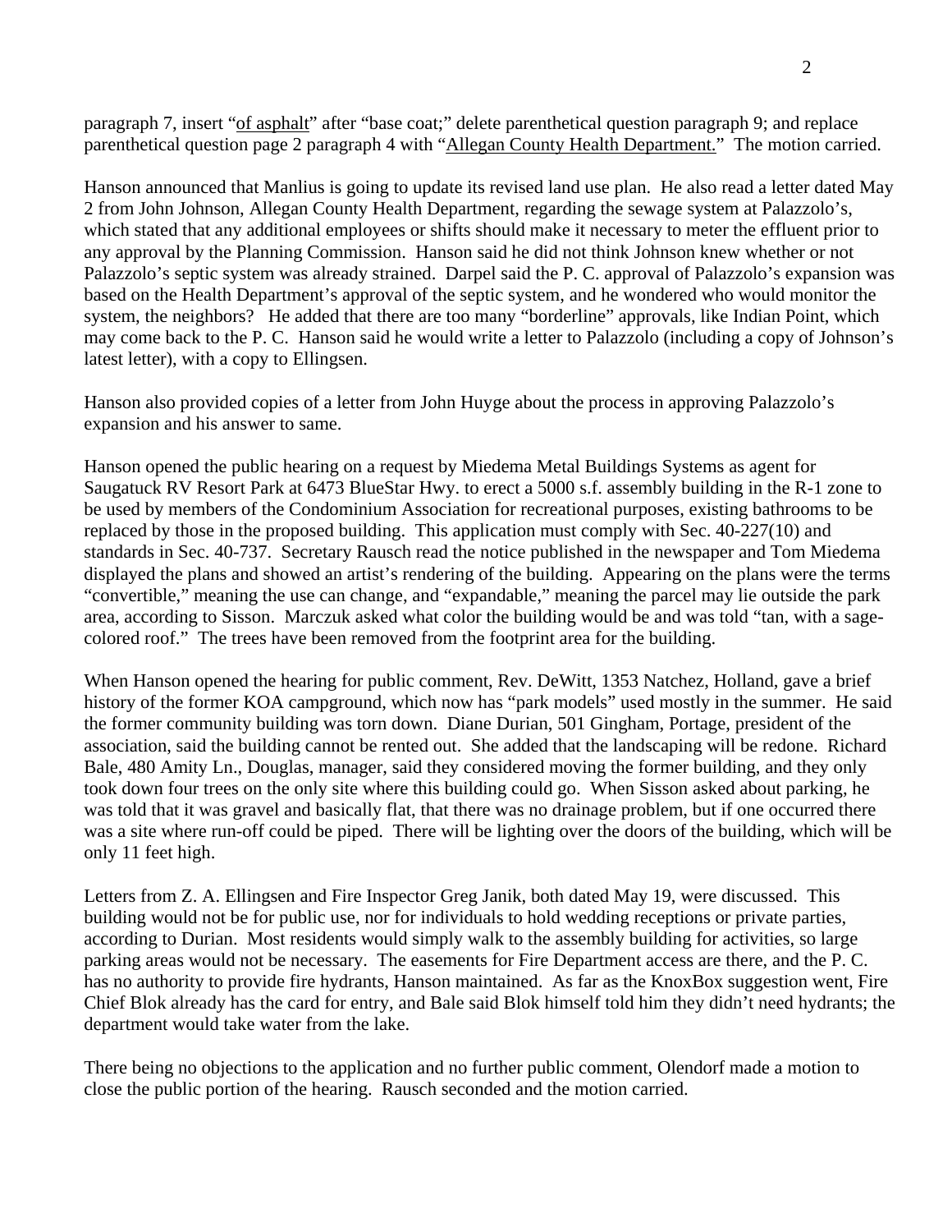paragraph 7, insert "<u>of asphalt</u>" after "base coat;" delete parenthetical question paragraph 9; and replace parenthetical question page 2 paragraph 4 with "<u>Allegan County Health Department.</u>" The motion carried.

Hanson announced that Manlius is going to update its revised land use plan. He also read a letter dated May 2 from John Johnson, Allegan County Health Department, regarding the sewage system at Palazzolo's, which stated that any additional employees or shifts should make it necessary to meter the effluent prior to any approval by the Planning Commission. Hanson said he did not think Johnson knew whether or not Palazzolo's septic system was already strained. Darpel said the P. C. approval of Palazzolo's expansion was based on the Health Department's approval of the septic system, and he wondered who would monitor the system, the neighbors? He added that there are too many "borderline" approvals, like Indian Point, which may come back to the P. C. Hanson said he would write a letter to Palazzolo (including a copy of Johnson's latest letter), with a copy to Ellingsen.

Hanson also provided copies of a letter from John Huyge about the process in approving Palazzolo's expansion and his answer to same.

Hanson opened the public hearing on a request by Miedema Metal Buildings Systems as agent for Saugatuck RV Resort Park at 6473 BlueStar Hwy. to erect a 5000 s.f. assembly building in the R-1 zone to be used by members of the Condominium Association for recreational purposes, existing bathrooms to be replaced by those in the proposed building. This application must comply with Sec. 40-227(10) and standards in Sec. 40-737. Secretary Rausch read the notice published in the newspaper and Tom Miedema displayed the plans and showed an artist's rendering of the building. Appearing on the plans were the terms "convertible," meaning the use can change, and "expandable," meaning the parcel may lie outside the park area, according to Sisson. Marczuk asked what color the building would be and was told "tan, with a sage-colored roof." The trees have been removed from the footprint area for the building.

When Hanson opened the hearing for public comment, Rev. DeWitt, 1353 Natchez, Holland, gave a brief history of the former KOA campground, which now has "park models" used mostly in the summer. He said the former community building was torn down. Diane Durian, 501 Gingham, Portage, president of the association, said the building cannot be rented out. She added that the landscaping will be redone. Richard Bale, 480 Amity Ln., Douglas, manager, said they considered moving the former building, and they only took down four trees on the only site where this building could go. When Sisson asked about parking, he was told that it was gravel and basically flat, that there was no drainage problem, but if one occurred there was a site where run-off could be piped. There will be lighting over the doors of the building, which will be only 11 feet high.

Letters from Z. A. Ellingsen and Fire Inspector Greg Janik, both dated May 19, were discussed. This building would not be for public use, nor for individuals to hold wedding receptions or private parties, according to Durian. Most residents would simply walk to the assembly building for activities, so large parking areas would not be necessary. The easements for Fire Department access are there, and the P. C. has no authority to provide fire hydrants, Hanson maintained. As far as the KnoxBox suggestion went, Fire Chief Blok already has the card for entry, and Bale said Blok himself told him they didn't need hydrants; the department would take water from the lake.

There being no objections to the application and no further public comment, Olendorf made a motion to close the public portion of the hearing. Rausch seconded and the motion carried.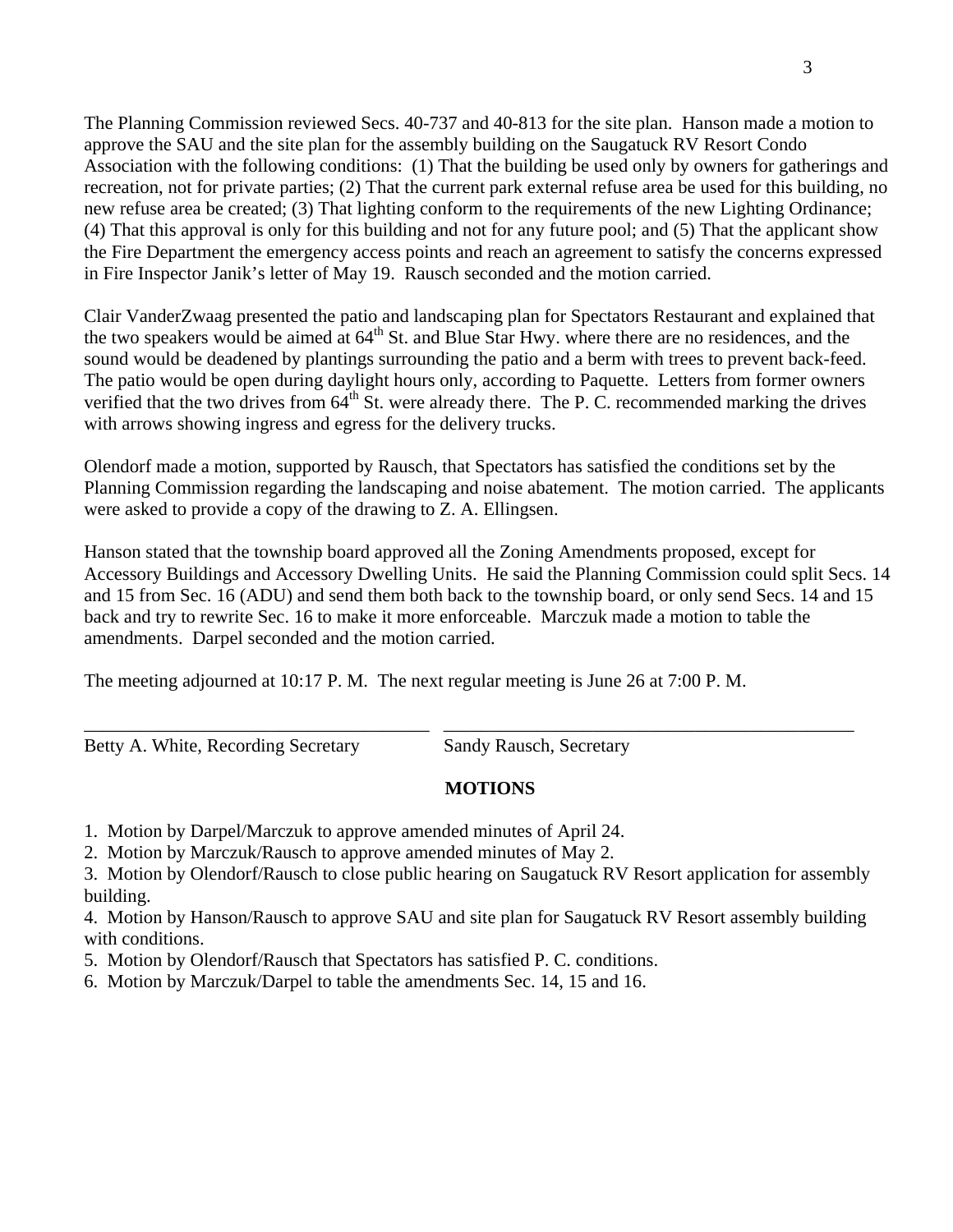The Planning Commission reviewed Secs. 40-737 and 40-813 for the site plan. Hanson made a motion to approve the SAU and the site plan for the assembly building on the Saugatuck RV Resort Condo Association with the following conditions: (1) That the building be used only by owners for gatherings and recreation, not for private parties; (2) That the current park external refuse area be used for this building, no new refuse area be created; (3) That lighting conform to the requirements of the new Lighting Ordinance; (4) That this approval is only for this building and not for any future pool; and (5) That the applicant show the Fire Department the emergency access points and reach an agreement to satisfy the concerns expressed in Fire Inspector Janik's letter of May 19. Rausch seconded and the motion carried.

Clair VanderZwaag presented the patio and landscaping plan for Spectators Restaurant and explained that the two speakers would be aimed at 64th St. and Blue Star Hwy. where there are no residences, and the sound would be deadened by plantings surrounding the patio and a berm with trees to prevent back-feed. The patio would be open during daylight hours only, according to Paquette. Letters from former owners verified that the two drives from 64th St. were already there. The P. C. recommended marking the drives with arrows showing ingress and egress for the delivery trucks.

Olendorf made a motion, supported by Rausch, that Spectators has satisfied the conditions set by the Planning Commission regarding the landscaping and noise abatement. The motion carried. The applicants were asked to provide a copy of the drawing to Z. A. Ellingsen.

Hanson stated that the township board approved all the Zoning Amendments proposed, except for Accessory Buildings and Accessory Dwelling Units. He said the Planning Commission could split Secs. 14 and 15 from Sec. 16 (ADU) and send them both back to the township board, or only send Secs. 14 and 15 back and try to rewrite Sec. 16 to make it more enforceable. Marczuk made a motion to table the amendments. Darpel seconded and the motion carried.

The meeting adjourned at 10:17 P. M. The next regular meeting is June 26 at 7:00 P. M.

\_\_\_\_\_\_\_\_\_\_\_\_\_\_\_\_\_\_\_\_\_\_\_\_\_\_\_\_\_\_\_\_\_\_\_\_ \_\_\_\_\_\_\_\_\_\_\_\_\_\_\_\_\_\_\_\_\_\_\_\_\_\_\_\_\_\_\_\_\_\_\_\_\_\_\_\_\_\_\_\_

Betty A. White, Recording Secretary        Sandy Rausch, Secretary

**MOTIONS**

1. Motion by Darpel/Marczuk to approve amended minutes of April 24.
2. Motion by Marczuk/Rausch to approve amended minutes of May 2.
3. Motion by Olendorf/Rausch to close public hearing on Saugatuck RV Resort application for assembly building.
4. Motion by Hanson/Rausch to approve SAU and site plan for Saugatuck RV Resort assembly building with conditions.
5. Motion by Olendorf/Rausch that Spectators has satisfied P. C. conditions.
6. Motion by Marczuk/Darpel to table the amendments Sec. 14, 15 and 16.